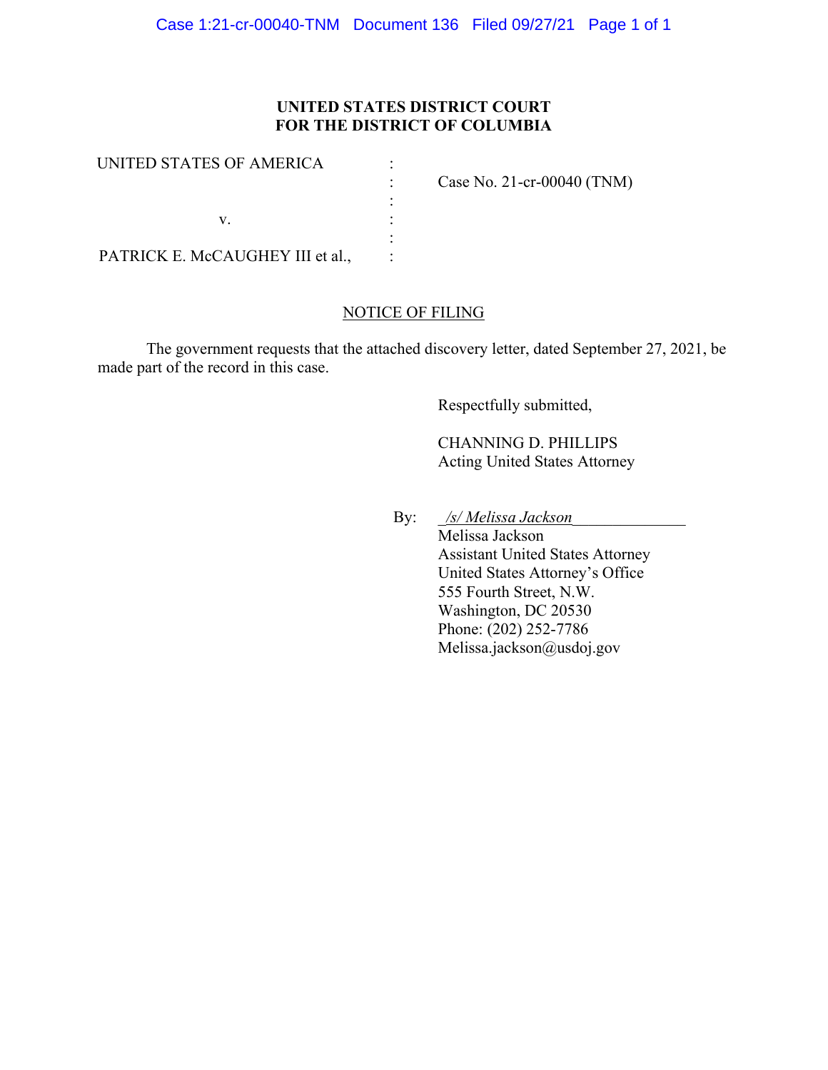**UNITED STATES DISTRICT COURT**
**FOR THE DISTRICT OF COLUMBIA**

| | | |
|---|---|---|
| UNITED STATES OF AMERICA | : | |
| | : | Case No. 21-cr-00040 (TNM) |
| | : | |
| v. | : | |
| | : | |
| PATRICK E. McCAUGHEY III et al., | : | |

NOTICE OF FILING

The government requests that the attached discovery letter, dated September 27, 2021, be made part of the record in this case.

Respectfully submitted,

CHANNING D. PHILLIPS
Acting United States Attorney

By: _/s/ Melissa Jackson_
Melissa Jackson
Assistant United States Attorney
United States Attorney's Office
555 Fourth Street, N.W.
Washington, DC 20530
Phone: (202) 252-7786
Melissa.jackson@usdoj.gov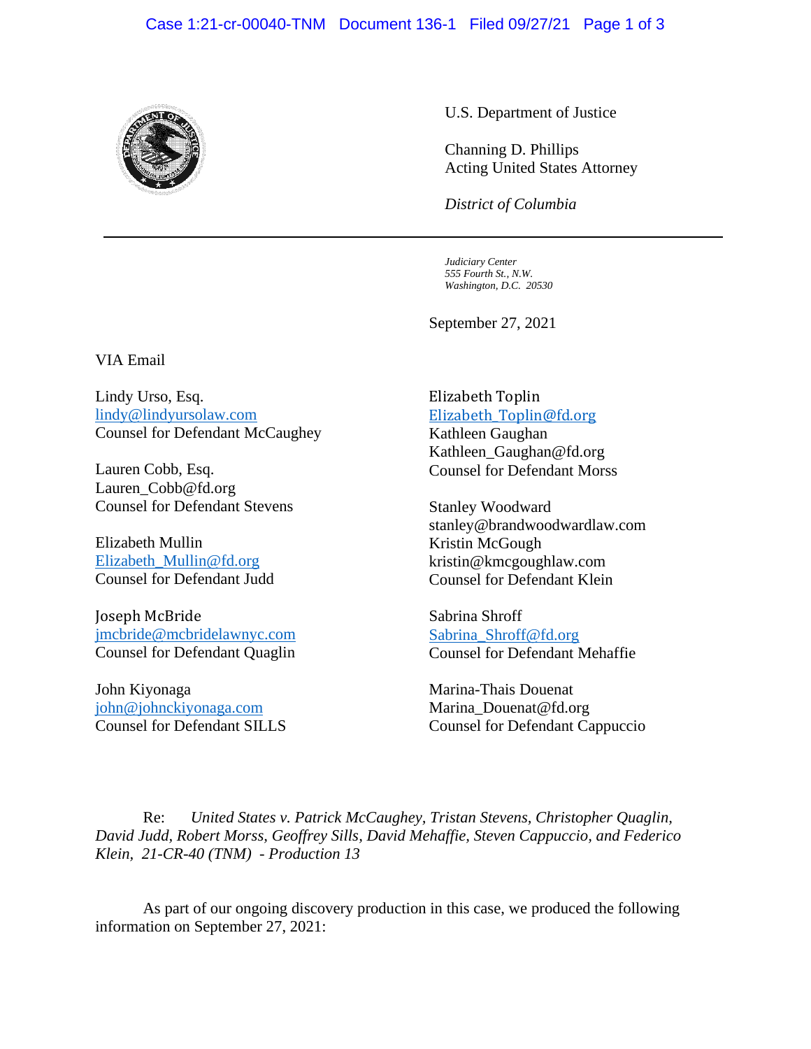U.S. Department of Justice

Channing D. Phillips
Acting United States Attorney

*District of Columbia*

---

*Judiciary Center*
*555 Fourth St., N.W.*
*Washington, D.C. 20530*

September 27, 2021

VIA Email

Lindy Urso, Esq.
lindy@lindyursolaw.com
Counsel for Defendant McCaughey

Lauren Cobb, Esq.
Lauren_Cobb@fd.org
Counsel for Defendant Stevens

Elizabeth Mullin
Elizabeth_Mullin@fd.org
Counsel for Defendant Judd

Joseph McBride
jmcbride@mcbridelawnyc.com
Counsel for Defendant Quaglin

John Kiyonaga
john@johnckiyonaga.com
Counsel for Defendant SILLS

Elizabeth Toplin
Elizabeth_Toplin@fd.org
Kathleen Gaughan
Kathleen_Gaughan@fd.org
Counsel for Defendant Morss

Stanley Woodward
stanley@brandwoodwardlaw.com
Kristin McGough
kristin@kmcgoughlaw.com
Counsel for Defendant Klein

Sabrina Shroff
Sabrina_Shroff@fd.org
Counsel for Defendant Mehaffie

Marina-Thais Douenat
Marina_Douenat@fd.org
Counsel for Defendant Cappuccio

Re: *United States v. Patrick McCaughey, Tristan Stevens, Christopher Quaglin, David Judd, Robert Morss, Geoffrey Sills, David Mehaffie, Steven Cappuccio, and Federico Klein, 21-CR-40 (TNM) - Production 13*

As part of our ongoing discovery production in this case, we produced the following information on September 27, 2021: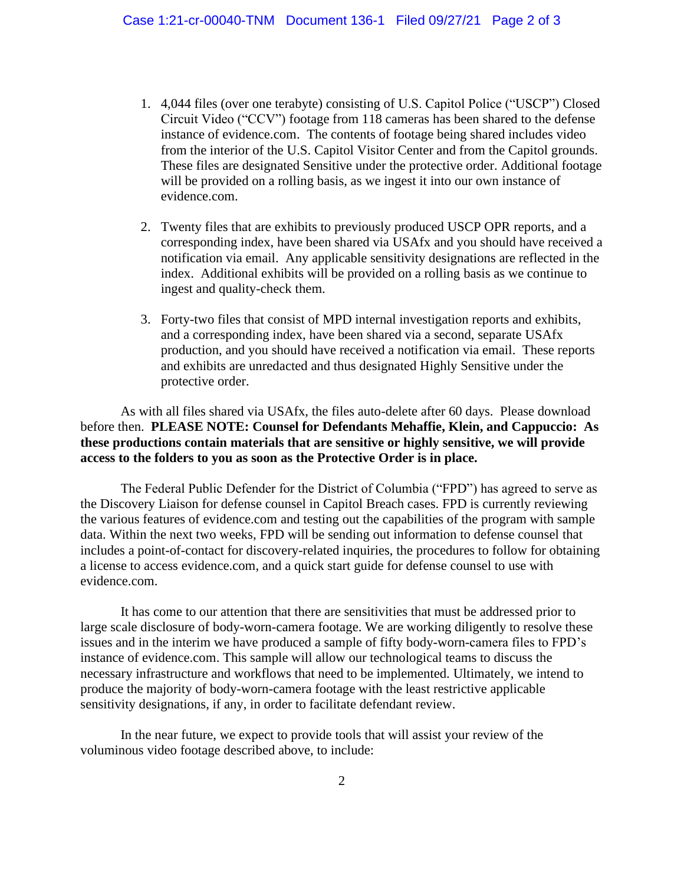1. 4,044 files (over one terabyte) consisting of U.S. Capitol Police ("USCP") Closed Circuit Video ("CCV") footage from 118 cameras has been shared to the defense instance of evidence.com. The contents of footage being shared includes video from the interior of the U.S. Capitol Visitor Center and from the Capitol grounds. These files are designated Sensitive under the protective order. Additional footage will be provided on a rolling basis, as we ingest it into our own instance of evidence.com.

2. Twenty files that are exhibits to previously produced USCP OPR reports, and a corresponding index, have been shared via USAfx and you should have received a notification via email. Any applicable sensitivity designations are reflected in the index. Additional exhibits will be provided on a rolling basis as we continue to ingest and quality-check them.

3. Forty-two files that consist of MPD internal investigation reports and exhibits, and a corresponding index, have been shared via a second, separate USAfx production, and you should have received a notification via email. These reports and exhibits are unredacted and thus designated Highly Sensitive under the protective order.

As with all files shared via USAfx, the files auto-delete after 60 days. Please download before then. **PLEASE NOTE: Counsel for Defendants Mehaffie, Klein, and Cappuccio: As these productions contain materials that are sensitive or highly sensitive, we will provide access to the folders to you as soon as the Protective Order is in place.**

The Federal Public Defender for the District of Columbia ("FPD") has agreed to serve as the Discovery Liaison for defense counsel in Capitol Breach cases. FPD is currently reviewing the various features of evidence.com and testing out the capabilities of the program with sample data. Within the next two weeks, FPD will be sending out information to defense counsel that includes a point-of-contact for discovery-related inquiries, the procedures to follow for obtaining a license to access evidence.com, and a quick start guide for defense counsel to use with evidence.com.

It has come to our attention that there are sensitivities that must be addressed prior to large scale disclosure of body-worn-camera footage. We are working diligently to resolve these issues and in the interim we have produced a sample of fifty body-worn-camera files to FPD's instance of evidence.com. This sample will allow our technological teams to discuss the necessary infrastructure and workflows that need to be implemented. Ultimately, we intend to produce the majority of body-worn-camera footage with the least restrictive applicable sensitivity designations, if any, in order to facilitate defendant review.

In the near future, we expect to provide tools that will assist your review of the voluminous video footage described above, to include: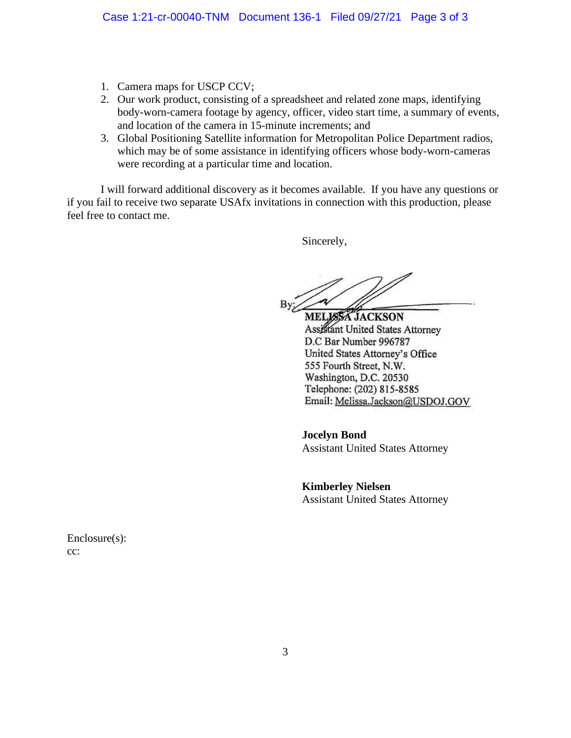1. Camera maps for USCP CCV;
2. Our work product, consisting of a spreadsheet and related zone maps, identifying body-worn-camera footage by agency, officer, video start time, a summary of events, and location of the camera in 15-minute increments; and
3. Global Positioning Satellite information for Metropolitan Police Department radios, which may be of some assistance in identifying officers whose body-worn-cameras were recording at a particular time and location.

I will forward additional discovery as it becomes available. If you have any questions or if you fail to receive two separate USAfx invitations in connection with this production, please feel free to contact me.

Sincerely,

By: ______________________

**MELISSA JACKSON**
Assistant United States Attorney
D.C Bar Number 996787
United States Attorney's Office
555 Fourth Street, N.W.
Washington, D.C. 20530
Telephone: (202) 815-8585
Email: Melissa.Jackson@USDOJ.GOV

**Jocelyn Bond**
Assistant United States Attorney

**Kimberley Nielsen**
Assistant United States Attorney

Enclosure(s):
cc: